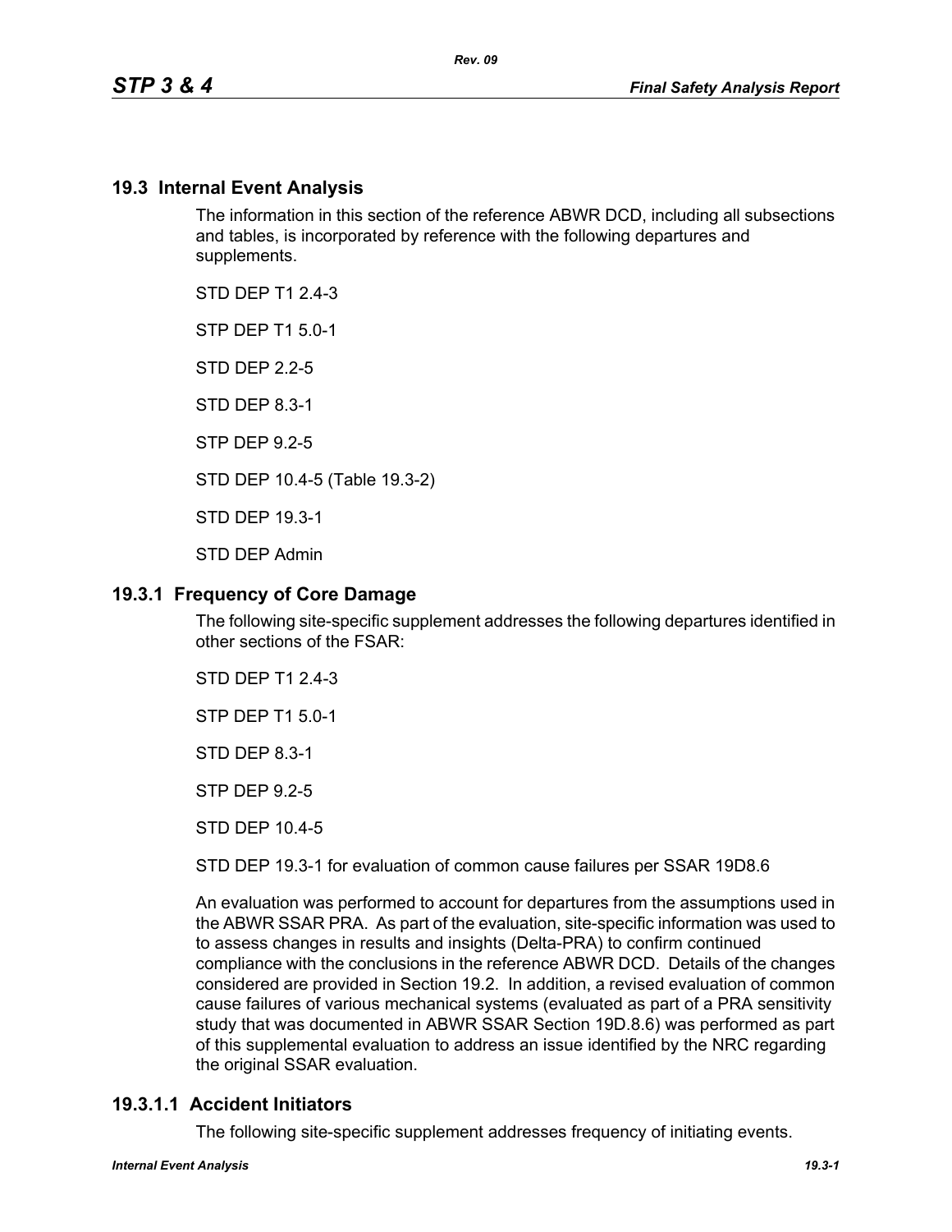## 19.3 Internal Event Analysis

The information in this section of the reference ABWR DCD, including all subsections and tables, is incorporated by reference with the following departures and supplements.

STD DEP T1 2.4-3

STP DEP T1 5.0-1

STD DEP 2.2-5

STD DEP 8.3-1

STP DEP 9.2-5

STD DEP 10.4-5 (Table 19.3-2)

STD DEP 19.3-1

STD DEP Admin

## 19.3.1 Frequency of Core Damage

The following site-specific supplement addresses the following departures identified in other sections of the FSAR:

STD DEP T1 2.4-3

STP DEP T1 5.0-1

STD DEP 8.3-1

STP DEP 9.2-5

STD DEP 10.4-5

STD DEP 19.3-1 for evaluation of common cause failures per SSAR 19D8.6

An evaluation was performed to account for departures from the assumptions used in the ABWR SSAR PRA. As part of the evaluation, site-specific information was used to to assess changes in results and insights (Delta-PRA) to confirm continued compliance with the conclusions in the reference ABWR DCD. Details of the changes considered are provided in Section 19.2. In addition, a revised evaluation of common cause failures of various mechanical systems (evaluated as part of a PRA sensitivity study that was documented in ABWR SSAR Section 19D.8.6) was performed as part of this supplemental evaluation to address an issue identified by the NRC regarding the original SSAR evaluation.

### 19.3.1.1 Accident Initiators

The following site-specific supplement addresses frequency of initiating events.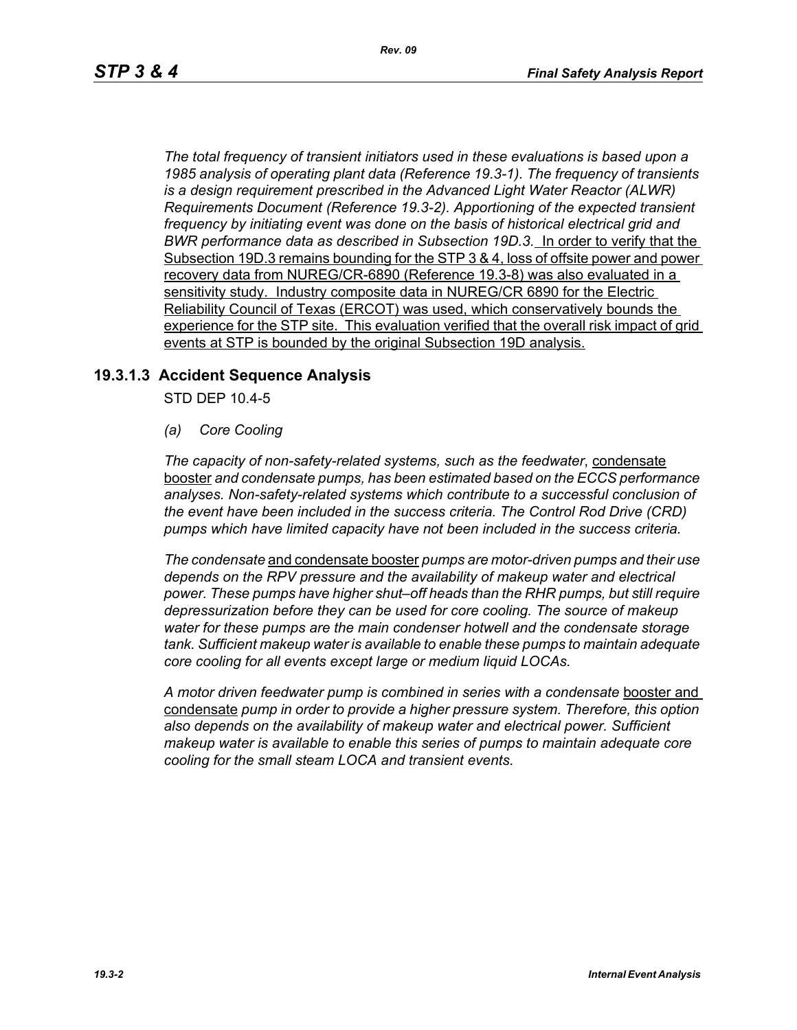*The total frequency of transient initiators used in these evaluations is based upon a 1985 analysis of operating plant data (Reference 19.3-1). The frequency of transients is a design requirement prescribed in the Advanced Light Water Reactor (ALWR) Requirements Document (Reference 19.3-2). Apportioning of the expected transient frequency by initiating event was done on the basis of historical electrical grid and BWR performance data as described in Subsection 19D.3.* In order to verify that the Subsection 19D.3 remains bounding for the STP 3 & 4, loss of offsite power and power recovery data from NUREG/CR-6890 (Reference 19.3-8) was also evaluated in a sensitivity study. Industry composite data in NUREG/CR 6890 for the Electric Reliability Council of Texas (ERCOT) was used, which conservatively bounds the experience for the STP site. This evaluation verified that the overall risk impact of grid events at STP is bounded by the original Subsection 19D analysis.

### 19.3.1.3 Accident Sequence Analysis

STD DEP 10.4-5

*(a) Core Cooling*

*The capacity of non-safety-related systems, such as the feedwater*, condensate booster *and condensate pumps, has been estimated based on the ECCS performance analyses. Non-safety-related systems which contribute to a successful conclusion of the event have been included in the success criteria. The Control Rod Drive (CRD) pumps which have limited capacity have not been included in the success criteria.*

*The condensate* and condensate booster *pumps are motor-driven pumps and their use depends on the RPV pressure and the availability of makeup water and electrical power. These pumps have higher shut–off heads than the RHR pumps, but still require depressurization before they can be used for core cooling. The source of makeup water for these pumps are the main condenser hotwell and the condensate storage tank. Sufficient makeup water is available to enable these pumps to maintain adequate core cooling for all events except large or medium liquid LOCAs.*

*A motor driven feedwater pump is combined in series with a condensate* booster and condensate *pump in order to provide a higher pressure system. Therefore, this option also depends on the availability of makeup water and electrical power. Sufficient makeup water is available to enable this series of pumps to maintain adequate core cooling for the small steam LOCA and transient events.*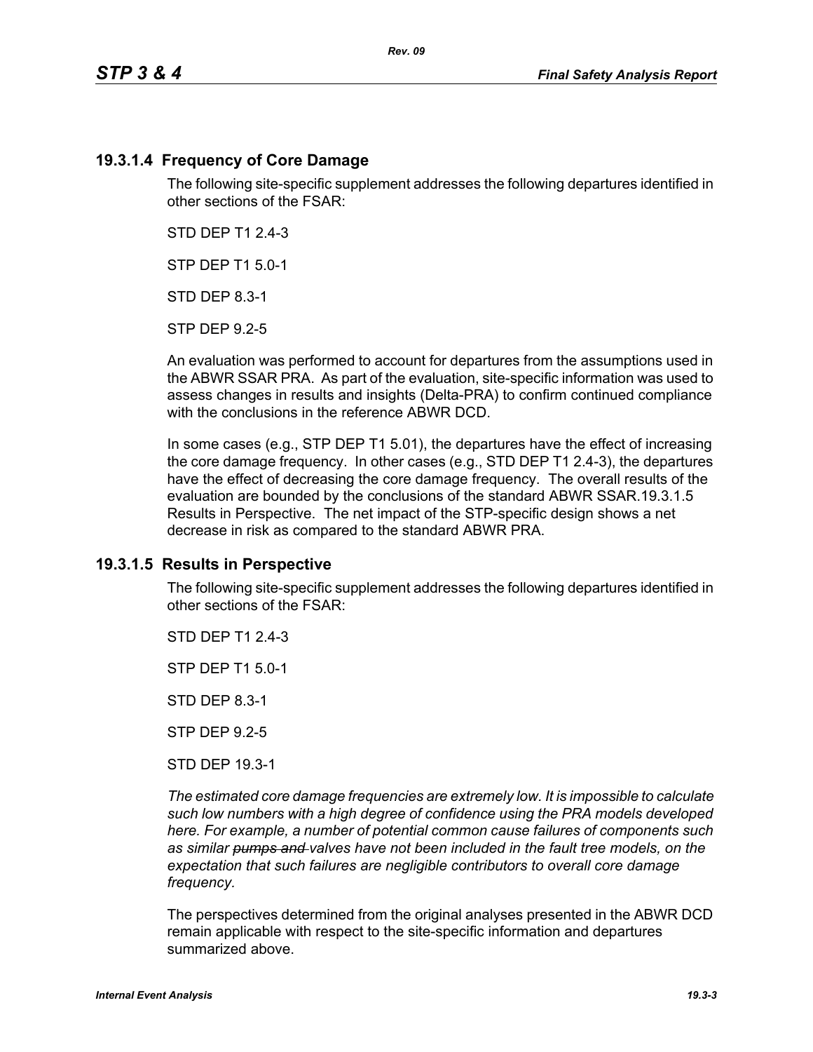## 19.3.1.4 Frequency of Core Damage

The following site-specific supplement addresses the following departures identified in other sections of the FSAR:

STD DEP T1 2.4-3

STP DEP T1 5.0-1

STD DEP 8.3-1

STP DEP 9.2-5

An evaluation was performed to account for departures from the assumptions used in the ABWR SSAR PRA. As part of the evaluation, site-specific information was used to assess changes in results and insights (Delta-PRA) to confirm continued compliance with the conclusions in the reference ABWR DCD.

In some cases (e.g., STP DEP T1 5.01), the departures have the effect of increasing the core damage frequency. In other cases (e.g., STD DEP T1 2.4-3), the departures have the effect of decreasing the core damage frequency. The overall results of the evaluation are bounded by the conclusions of the standard ABWR SSAR.19.3.1.5 Results in Perspective. The net impact of the STP-specific design shows a net decrease in risk as compared to the standard ABWR PRA.

## 19.3.1.5 Results in Perspective

The following site-specific supplement addresses the following departures identified in other sections of the FSAR:

STD DEP T1 2.4-3

STP DEP T1 5.0-1

STD DEP 8.3-1

STP DEP 9.2-5

STD DEP 19.3-1

*The estimated core damage frequencies are extremely low. It is impossible to calculate such low numbers with a high degree of confidence using the PRA models developed here. For example, a number of potential common cause failures of components such as similar ~~pumps and~~ valves have not been included in the fault tree models, on the expectation that such failures are negligible contributors to overall core damage frequency.*

The perspectives determined from the original analyses presented in the ABWR DCD remain applicable with respect to the site-specific information and departures summarized above.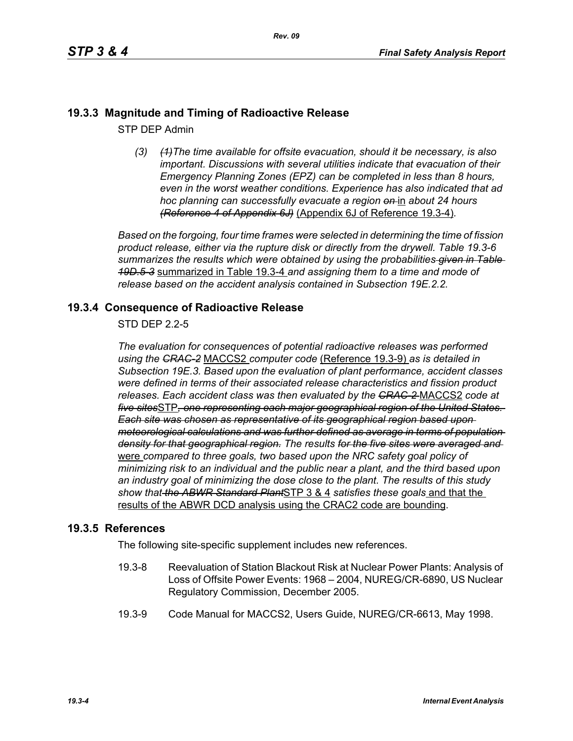## 19.3.3 Magnitude and Timing of Radioactive Release

STP DEP Admin

*(3)* ~~*(1)*~~*The time available for offsite evacuation, should it be necessary, is also important. Discussions with several utilities indicate that evacuation of their Emergency Planning Zones (EPZ) can be completed in less than 8 hours, even in the worst weather conditions. Experience has also indicated that ad hoc planning can successfully evacuate a region* ~~*on*~~ in *about 24 hours* ~~*(Reference 4 of Appendix 6J)*~~ (Appendix 6J of Reference 19.3-4)*.*

*Based on the forgoing, four time frames were selected in determining the time of fission product release, either via the rupture disk or directly from the drywell. Table 19.3-6 summarizes the results which were obtained by using the probabilities* ~~*given in Table 19D.5-3*~~ summarized in Table 19.3-4 *and assigning them to a time and mode of release based on the accident analysis contained in Subsection 19E.2.2.*

## 19.3.4 Consequence of Radioactive Release

STD DEP 2.2-5

*The evaluation for consequences of potential radioactive releases was performed using the* ~~*CRAC-2*~~ MACCS2 *computer code* (Reference 19.3-9) *as is detailed in Subsection 19E.3. Based upon the evaluation of plant performance, accident classes were defined in terms of their associated release characteristics and fission product releases. Each accident class was then evaluated by the* ~~*CRAC-2*~~ MACCS2 *code at* ~~*five sites*~~STP~~*, one representing each major geographical region of the United States. Each site was chosen as representative of its geographical region based upon meteorological calculations and was further defined as average in terms of population density for that geographical region.*~~ *The results* ~~*for the five sites were averaged and*~~ were *compared to three goals, two based upon the NRC safety goal policy of minimizing risk to an individual and the public near a plant, and the third based upon an industry goal of minimizing the dose close to the plant. The results of this study show that* ~~*the ABWR Standard Plant*~~STP 3 & 4 *satisfies these goals* and that the results of the ABWR DCD analysis using the CRAC2 code are bounding.

## 19.3.5 References

The following site-specific supplement includes new references.

19.3-8 Reevaluation of Station Blackout Risk at Nuclear Power Plants: Analysis of Loss of Offsite Power Events: 1968 – 2004, NUREG/CR-6890, US Nuclear Regulatory Commission, December 2005.

19.3-9 Code Manual for MACCS2, Users Guide, NUREG/CR-6613, May 1998.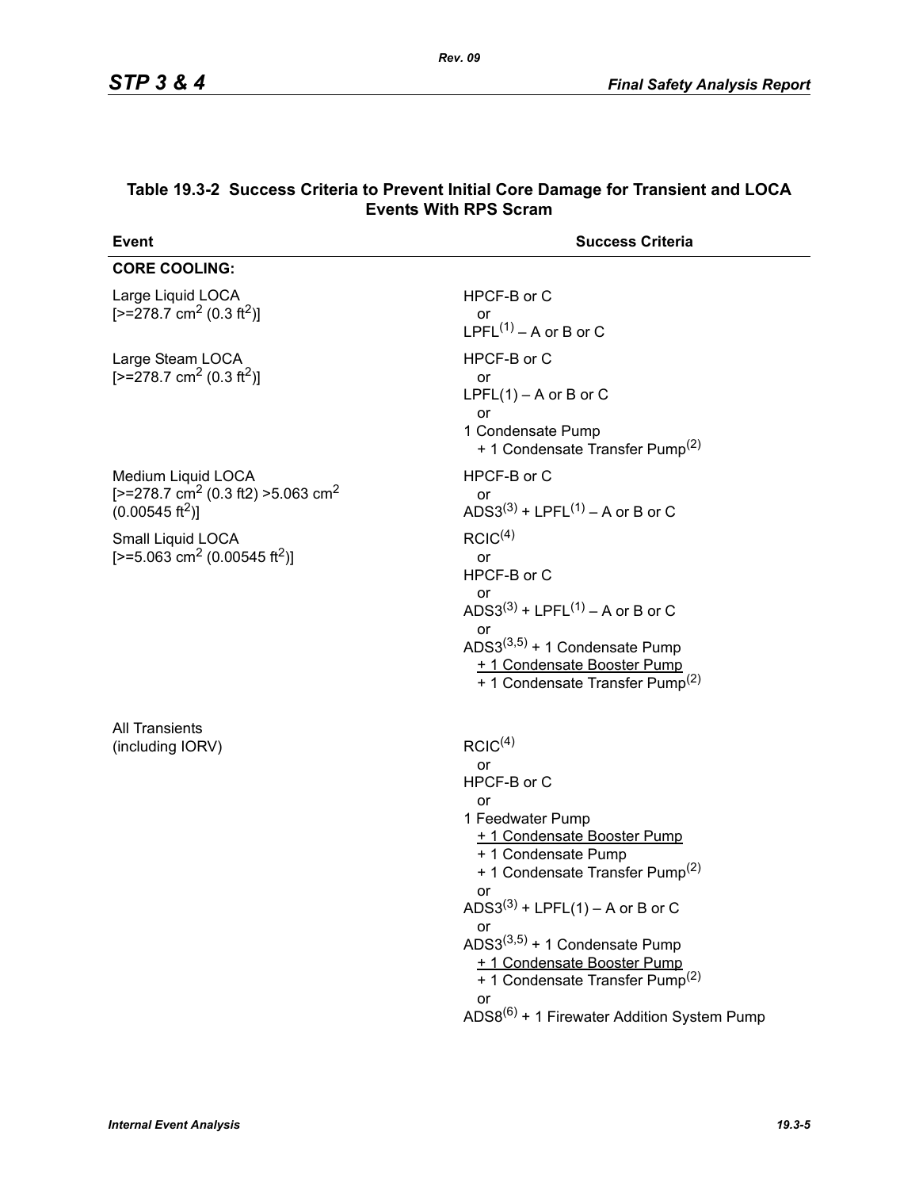**Table 19.3-2 Success Criteria to Prevent Initial Core Damage for Transient and LOCA Events With RPS Scram**

| Event | Success Criteria |
|---|---|
| **CORE COOLING:** | |
| Large Liquid LOCA [>=278.7 $cm^2$ (0.3 $ft^2$)] | HPCF-B or C<br>or<br>LPFL[(1)] – A or B or C |
| Large Steam LOCA [>=278.7 $cm^2$ (0.3 $ft^2$)] | HPCF-B or C<br>or<br>LPFL(1) – A or B or C<br>or<br>1 Condensate Pump<br>+ 1 Condensate Transfer Pump[(2)] |
| Medium Liquid LOCA [>=278.7 $cm^2$ (0.3 ft2) >5.063 $cm^2$ (0.00545 $ft^2$)] | HPCF-B or C<br>or<br>ADS3[(3)] + LPFL[(1)] – A or B or C |
| Small Liquid LOCA [>=5.063 $cm^2$ (0.00545 $ft^2$)] | RCIC[(4)]<br>or<br>HPCF-B or C<br>or<br>ADS3[(3)] + LPFL[(1)] – A or B or C<br>or<br>ADS3[(3,5)] + 1 Condensate Pump<br>+ 1 Condensate Booster Pump<br>+ 1 Condensate Transfer Pump[(2)] |
| All Transients (including IORV) | RCIC[(4)]<br>or<br>HPCF-B or C<br>or<br>1 Feedwater Pump<br>+ 1 Condensate Booster Pump<br>+ 1 Condensate Pump<br>+ 1 Condensate Transfer Pump[(2)]<br>or<br>ADS3[(3)] + LPFL(1) – A or B or C<br>or<br>ADS3[(3,5)] + 1 Condensate Pump<br>+ 1 Condensate Booster Pump<br>+ 1 Condensate Transfer Pump[(2)]<br>or<br>ADS8[(6)] + 1 Firewater Addition System Pump |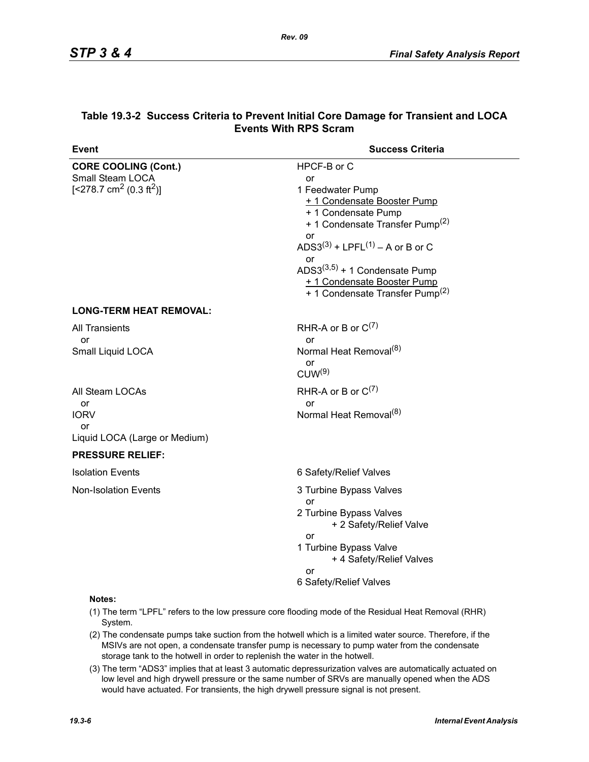### Table 19.3-2 Success Criteria to Prevent Initial Core Damage for Transient and LOCA Events With RPS Scram

| Event | Success Criteria |
|---|---|
| **CORE COOLING (Cont.)**<br>Small Steam LOCA<br>[<278.7 $cm^2$ (0.3 $ft^2$)] | HPCF-B or C<br>or<br>1 Feedwater Pump<br>+ 1 Condensate Booster Pump<br>+ 1 Condensate Pump<br>+ 1 Condensate Transfer Pump(2)<br>or<br>ADS3(3) + LPFL(1) – A or B or C<br>or<br>ADS3(3,5) + 1 Condensate Pump<br>+ 1 Condensate Booster Pump<br>+ 1 Condensate Transfer Pump(2) |
| **LONG-TERM HEAT REMOVAL:** | |
| All Transients<br>or<br>Small Liquid LOCA | RHR-A or B or C(7)<br>or<br>Normal Heat Removal(8)<br>or<br>CUW(9) |
| All Steam LOCAs<br>or<br>IORV<br>or<br>Liquid LOCA (Large or Medium) | RHR-A or B or C(7)<br>or<br>Normal Heat Removal(8) |
| **PRESSURE RELIEF:** | |
| Isolation Events | 6 Safety/Relief Valves |
| Non-Isolation Events | 3 Turbine Bypass Valves<br>or<br>2 Turbine Bypass Valves<br>+ 2 Safety/Relief Valve<br>or<br>1 Turbine Bypass Valve<br>+ 4 Safety/Relief Valves<br>or<br>6 Safety/Relief Valves |

**Notes:**

(1) The term "LPFL" refers to the low pressure core flooding mode of the Residual Heat Removal (RHR) System.

(2) The condensate pumps take suction from the hotwell which is a limited water source. Therefore, if the MSIVs are not open, a condensate transfer pump is necessary to pump water from the condensate storage tank to the hotwell in order to replenish the water in the hotwell.

(3) The term "ADS3" implies that at least 3 automatic depressurization valves are automatically actuated on low level and high drywell pressure or the same number of SRVs are manually opened when the ADS would have actuated. For transients, the high drywell pressure signal is not present.